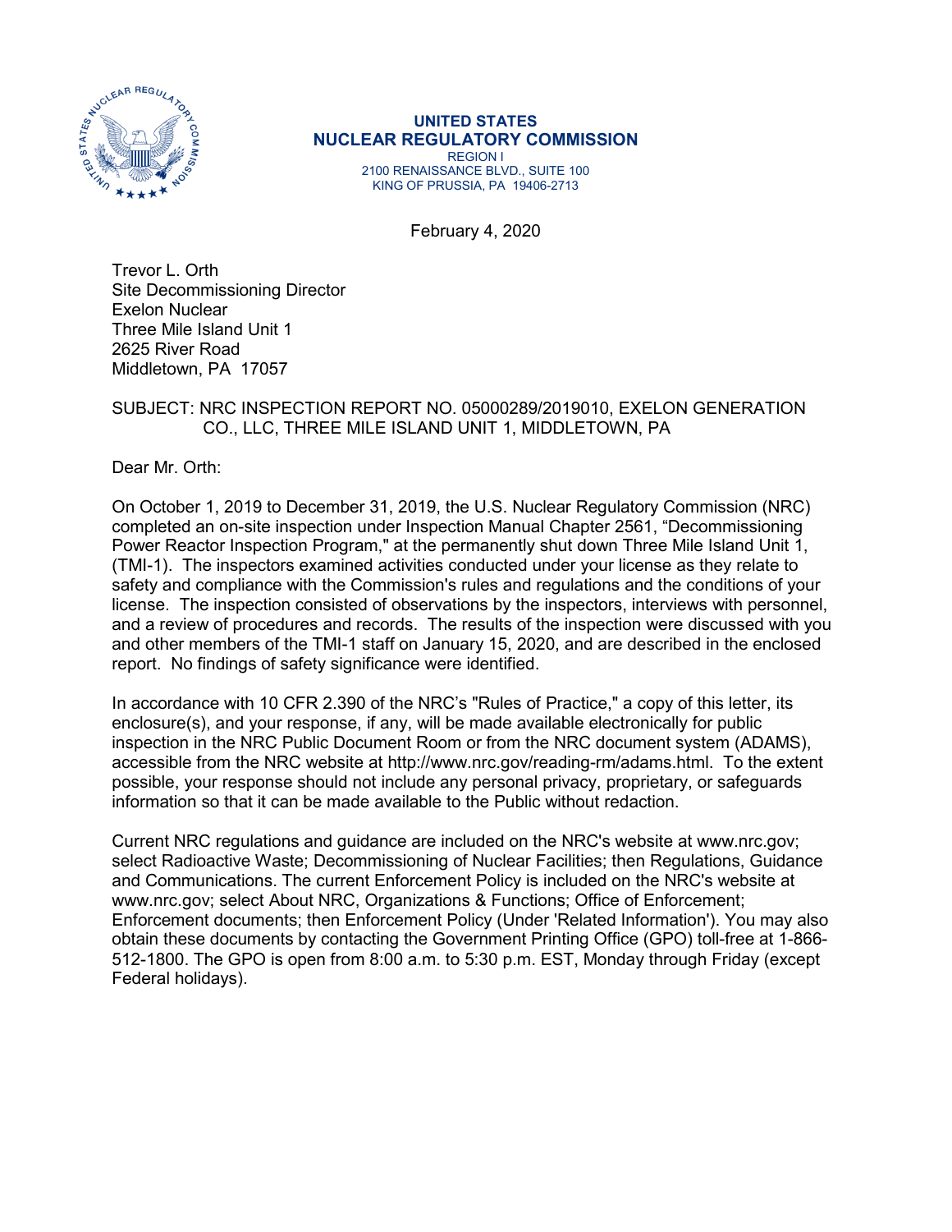**UNITED STATES**
**NUCLEAR REGULATORY COMMISSION**
REGION I
2100 RENAISSANCE BLVD., SUITE 100
KING OF PRUSSIA, PA 19406-2713

February 4, 2020

Trevor L. Orth
Site Decommissioning Director
Exelon Nuclear
Three Mile Island Unit 1
2625 River Road
Middletown, PA 17057

SUBJECT: NRC INSPECTION REPORT NO. 05000289/2019010, EXELON GENERATION CO., LLC, THREE MILE ISLAND UNIT 1, MIDDLETOWN, PA

Dear Mr. Orth:

On October 1, 2019 to December 31, 2019, the U.S. Nuclear Regulatory Commission (NRC) completed an on-site inspection under Inspection Manual Chapter 2561, "Decommissioning Power Reactor Inspection Program," at the permanently shut down Three Mile Island Unit 1, (TMI-1). The inspectors examined activities conducted under your license as they relate to safety and compliance with the Commission's rules and regulations and the conditions of your license. The inspection consisted of observations by the inspectors, interviews with personnel, and a review of procedures and records. The results of the inspection were discussed with you and other members of the TMI-1 staff on January 15, 2020, and are described in the enclosed report. No findings of safety significance were identified.

In accordance with 10 CFR 2.390 of the NRC's "Rules of Practice," a copy of this letter, its enclosure(s), and your response, if any, will be made available electronically for public inspection in the NRC Public Document Room or from the NRC document system (ADAMS), accessible from the NRC website at http://www.nrc.gov/reading-rm/adams.html. To the extent possible, your response should not include any personal privacy, proprietary, or safeguards information so that it can be made available to the Public without redaction.

Current NRC regulations and guidance are included on the NRC's website at www.nrc.gov; select Radioactive Waste; Decommissioning of Nuclear Facilities; then Regulations, Guidance and Communications. The current Enforcement Policy is included on the NRC's website at www.nrc.gov; select About NRC, Organizations & Functions; Office of Enforcement; Enforcement documents; then Enforcement Policy (Under 'Related Information'). You may also obtain these documents by contacting the Government Printing Office (GPO) toll-free at 1-866-512-1800. The GPO is open from 8:00 a.m. to 5:30 p.m. EST, Monday through Friday (except Federal holidays).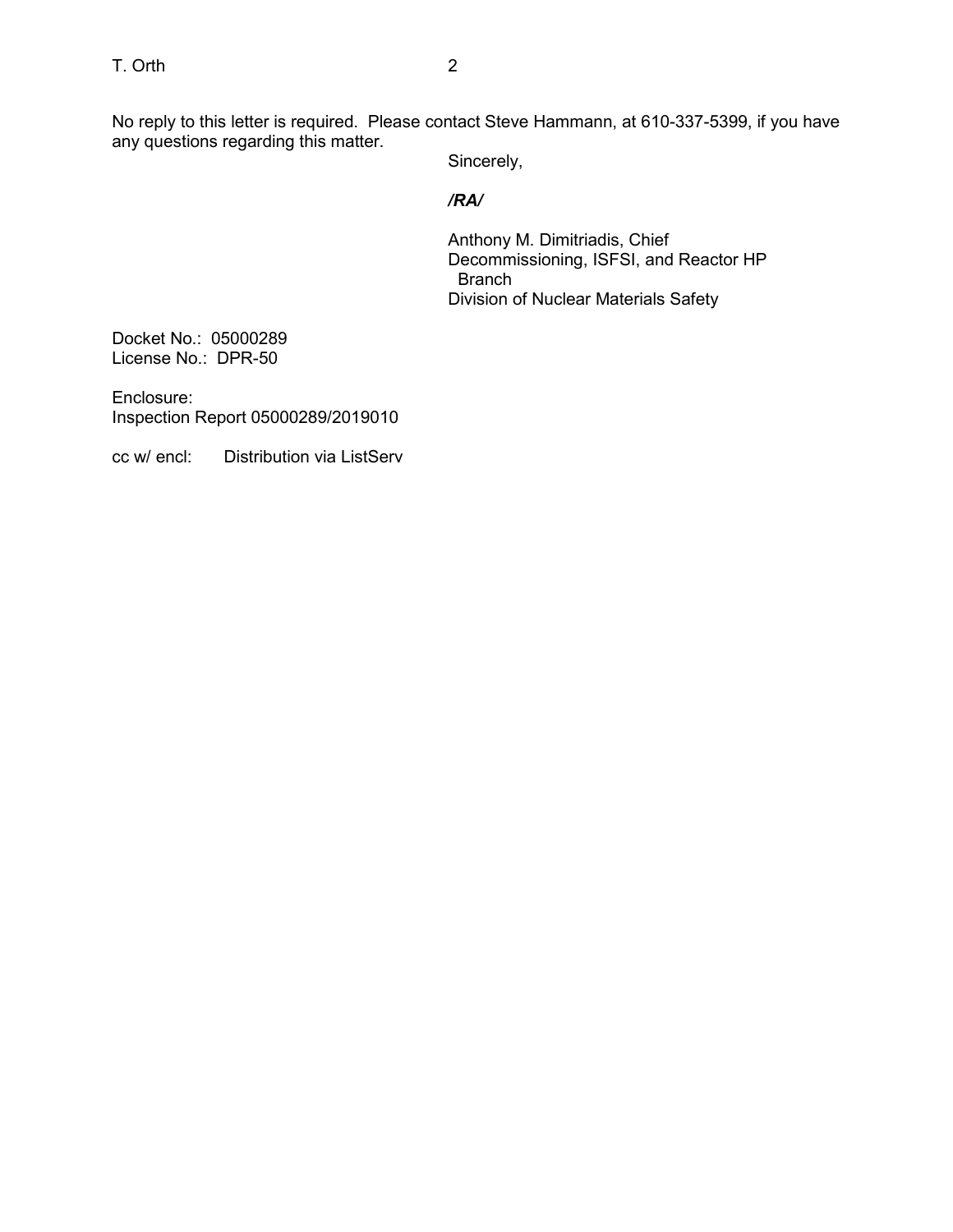No reply to this letter is required. Please contact Steve Hammann, at 610-337-5399, if you have any questions regarding this matter.

Sincerely,

***/RA/***

Anthony M. Dimitriadis, Chief  
Decommissioning, ISFSI, and Reactor HP Branch  
Division of Nuclear Materials Safety

Docket No.: 05000289  
License No.: DPR-50

Enclosure:  
Inspection Report 05000289/2019010

cc w/ encl: Distribution via ListServ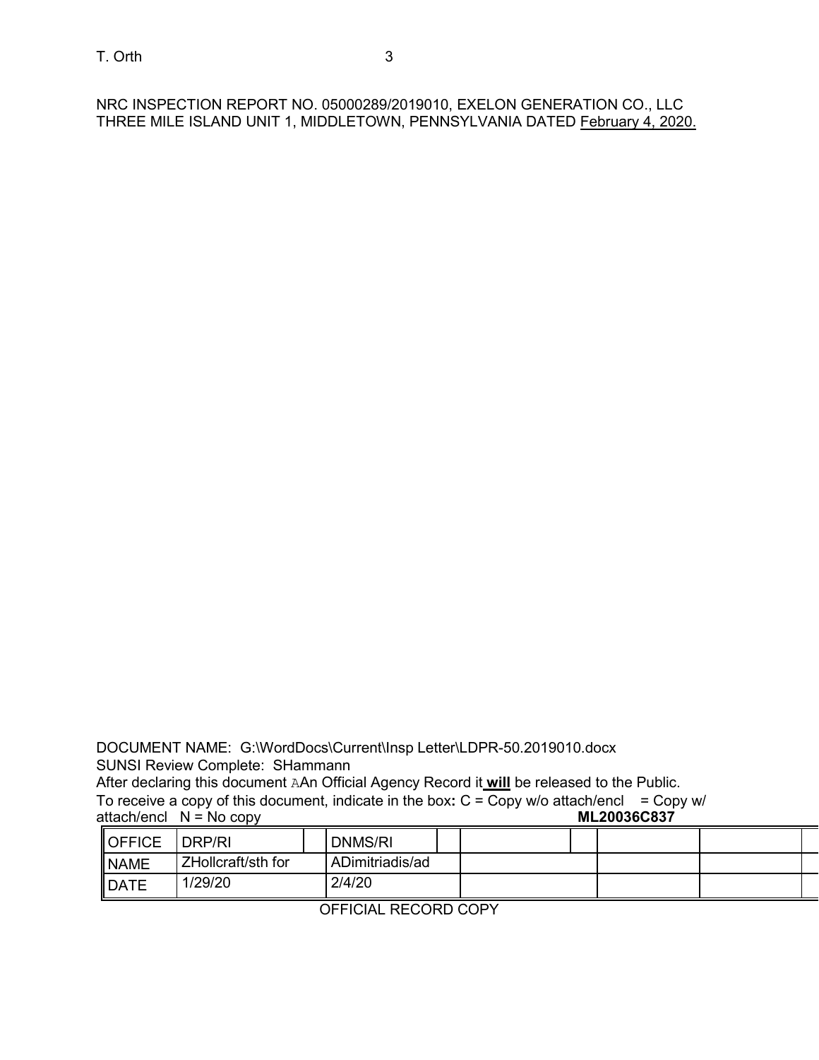NRC INSPECTION REPORT NO. 05000289/2019010, EXELON GENERATION CO., LLC THREE MILE ISLAND UNIT 1, MIDDLETOWN, PENNSYLVANIA DATED February 4, 2020.

DOCUMENT NAME: G:\WordDocs\Current\Insp Letter\LDPR-50.2019010.docx
SUNSI Review Complete: SHammann
After declaring this document AAn Official Agency Record it **will** be released to the Public.
To receive a copy of this document, indicate in the box**:** C = Copy w/o attach/encl = Copy w/ attach/encl N = No copy **ML20036C837**

| OFFICE | DRP/RI | | DNMS/RI | | | | | |
|---|---|---|---|---|---|---|---|---|
| NAME | ZHollcraft/sth for | | ADimitriadis/ad | | | | | |
| DATE | 1/29/20 | | 2/4/20 | | | | | |

OFFICIAL RECORD COPY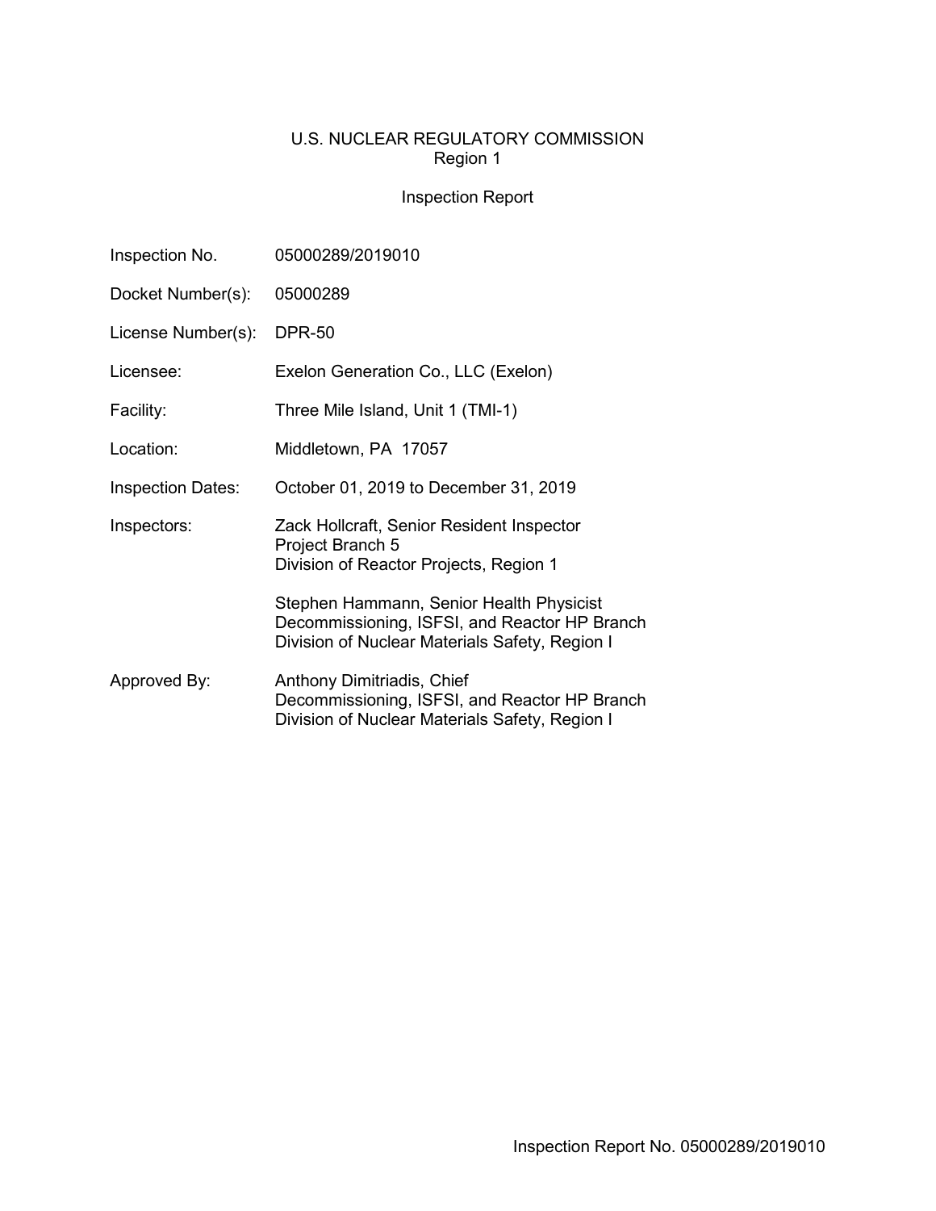U.S. NUCLEAR REGULATORY COMMISSION
Region 1

Inspection Report

| | |
|---|---|
| Inspection No. | 05000289/2019010 |
| Docket Number(s): | 05000289 |
| License Number(s): | DPR-50 |
| Licensee: | Exelon Generation Co., LLC (Exelon) |
| Facility: | Three Mile Island, Unit 1 (TMI-1) |
| Location: | Middletown, PA 17057 |
| Inspection Dates: | October 01, 2019 to December 31, 2019 |
| Inspectors: | Zack Hollcraft, Senior Resident Inspector<br>Project Branch 5<br>Division of Reactor Projects, Region 1<br><br>Stephen Hammann, Senior Health Physicist<br>Decommissioning, ISFSI, and Reactor HP Branch<br>Division of Nuclear Materials Safety, Region I |
| Approved By: | Anthony Dimitriadis, Chief<br>Decommissioning, ISFSI, and Reactor HP Branch<br>Division of Nuclear Materials Safety, Region I |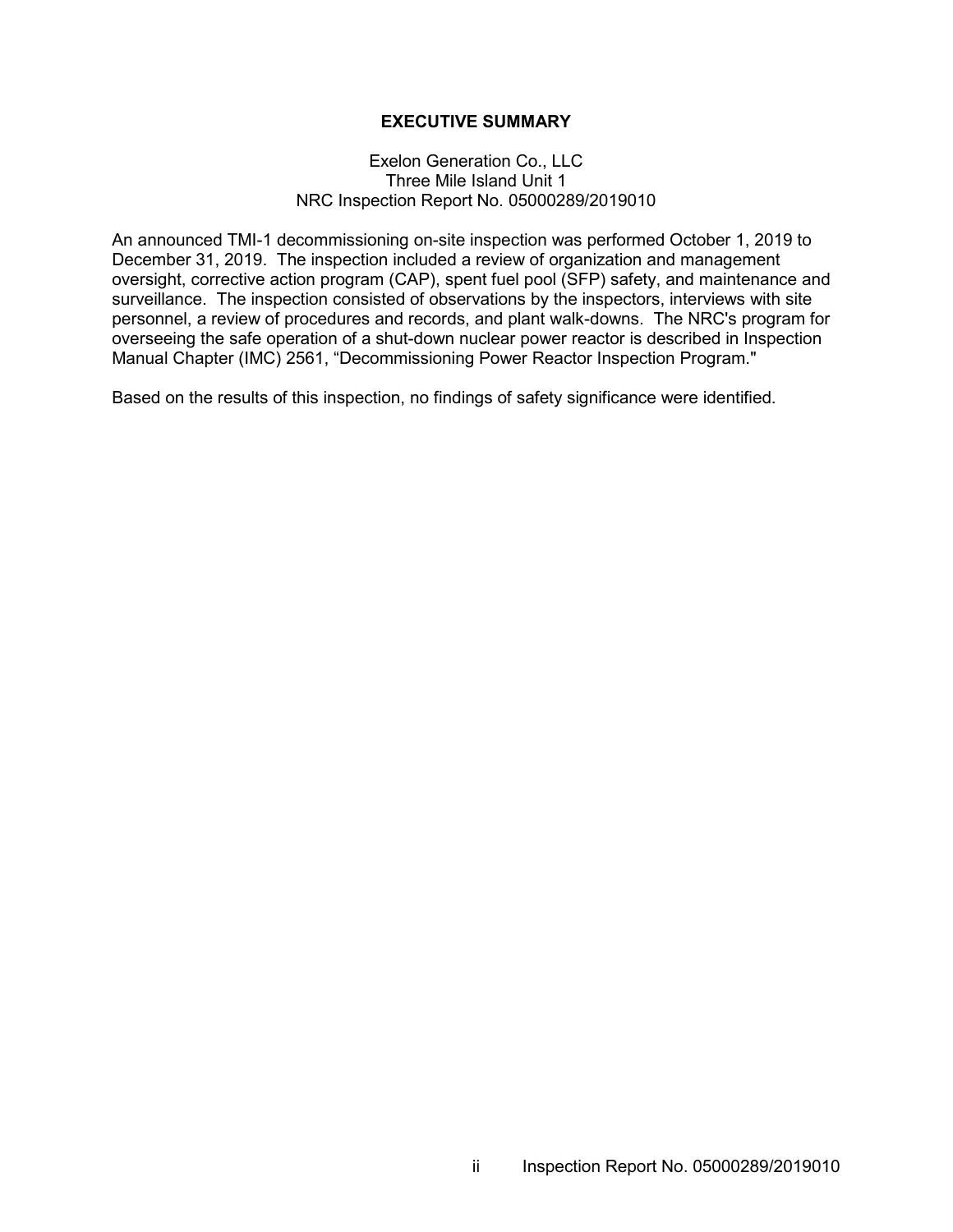## EXECUTIVE SUMMARY

Exelon Generation Co., LLC
Three Mile Island Unit 1
NRC Inspection Report No. 05000289/2019010

An announced TMI-1 decommissioning on-site inspection was performed October 1, 2019 to December 31, 2019. The inspection included a review of organization and management oversight, corrective action program (CAP), spent fuel pool (SFP) safety, and maintenance and surveillance. The inspection consisted of observations by the inspectors, interviews with site personnel, a review of procedures and records, and plant walk-downs. The NRC's program for overseeing the safe operation of a shut-down nuclear power reactor is described in Inspection Manual Chapter (IMC) 2561, "Decommissioning Power Reactor Inspection Program."

Based on the results of this inspection, no findings of safety significance were identified.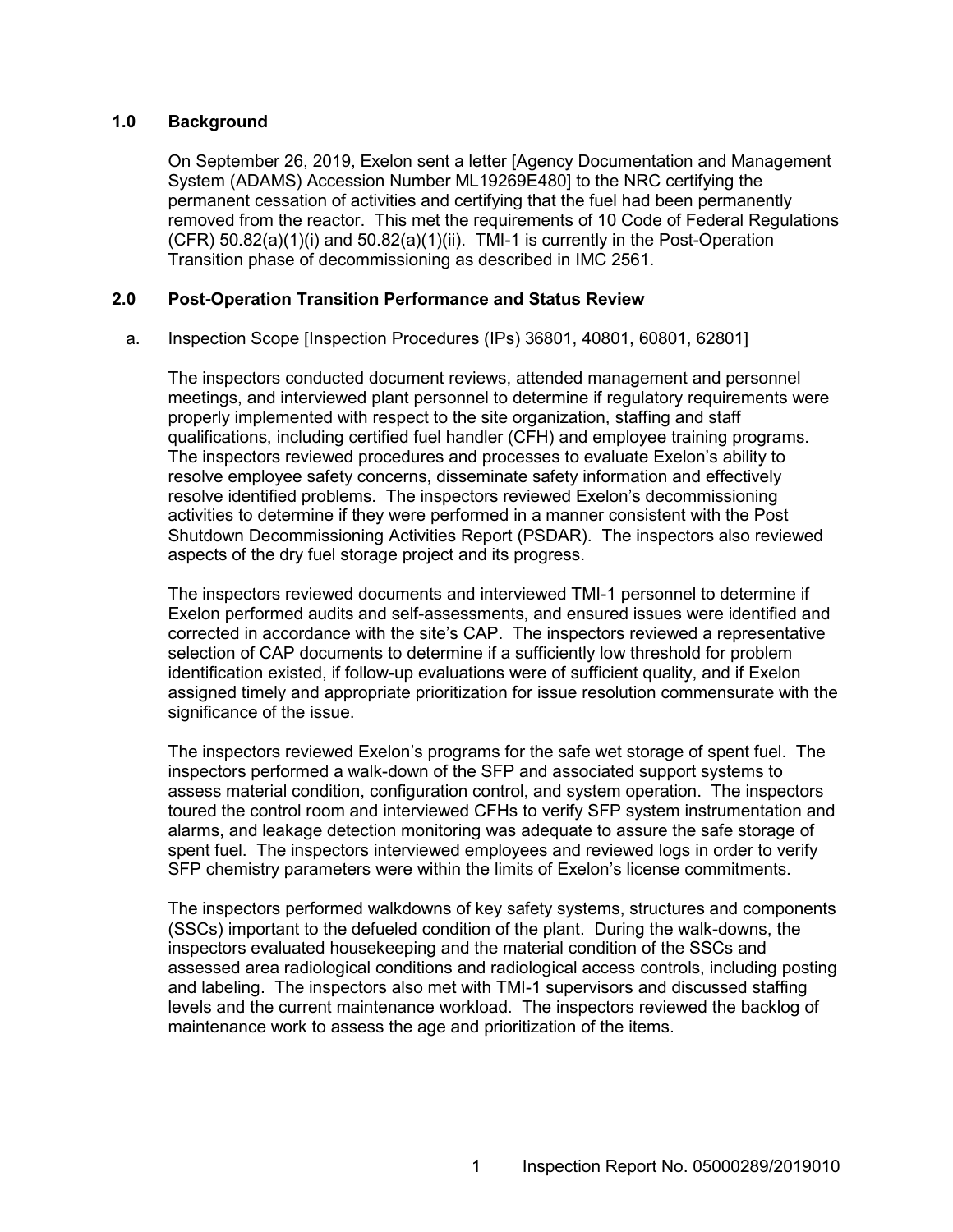## 1.0 Background

On September 26, 2019, Exelon sent a letter [Agency Documentation and Management System (ADAMS) Accession Number ML19269E480] to the NRC certifying the permanent cessation of activities and certifying that the fuel had been permanently removed from the reactor. This met the requirements of 10 Code of Federal Regulations (CFR) 50.82(a)(1)(i) and 50.82(a)(1)(ii). TMI-1 is currently in the Post-Operation Transition phase of decommissioning as described in IMC 2561.

## 2.0 Post-Operation Transition Performance and Status Review

a. Inspection Scope [Inspection Procedures (IPs) 36801, 40801, 60801, 62801]

The inspectors conducted document reviews, attended management and personnel meetings, and interviewed plant personnel to determine if regulatory requirements were properly implemented with respect to the site organization, staffing and staff qualifications, including certified fuel handler (CFH) and employee training programs. The inspectors reviewed procedures and processes to evaluate Exelon's ability to resolve employee safety concerns, disseminate safety information and effectively resolve identified problems. The inspectors reviewed Exelon's decommissioning activities to determine if they were performed in a manner consistent with the Post Shutdown Decommissioning Activities Report (PSDAR). The inspectors also reviewed aspects of the dry fuel storage project and its progress.

The inspectors reviewed documents and interviewed TMI-1 personnel to determine if Exelon performed audits and self-assessments, and ensured issues were identified and corrected in accordance with the site's CAP. The inspectors reviewed a representative selection of CAP documents to determine if a sufficiently low threshold for problem identification existed, if follow-up evaluations were of sufficient quality, and if Exelon assigned timely and appropriate prioritization for issue resolution commensurate with the significance of the issue.

The inspectors reviewed Exelon's programs for the safe wet storage of spent fuel. The inspectors performed a walk-down of the SFP and associated support systems to assess material condition, configuration control, and system operation. The inspectors toured the control room and interviewed CFHs to verify SFP system instrumentation and alarms, and leakage detection monitoring was adequate to assure the safe storage of spent fuel. The inspectors interviewed employees and reviewed logs in order to verify SFP chemistry parameters were within the limits of Exelon's license commitments.

The inspectors performed walkdowns of key safety systems, structures and components (SSCs) important to the defueled condition of the plant. During the walk-downs, the inspectors evaluated housekeeping and the material condition of the SSCs and assessed area radiological conditions and radiological access controls, including posting and labeling. The inspectors also met with TMI-1 supervisors and discussed staffing levels and the current maintenance workload. The inspectors reviewed the backlog of maintenance work to assess the age and prioritization of the items.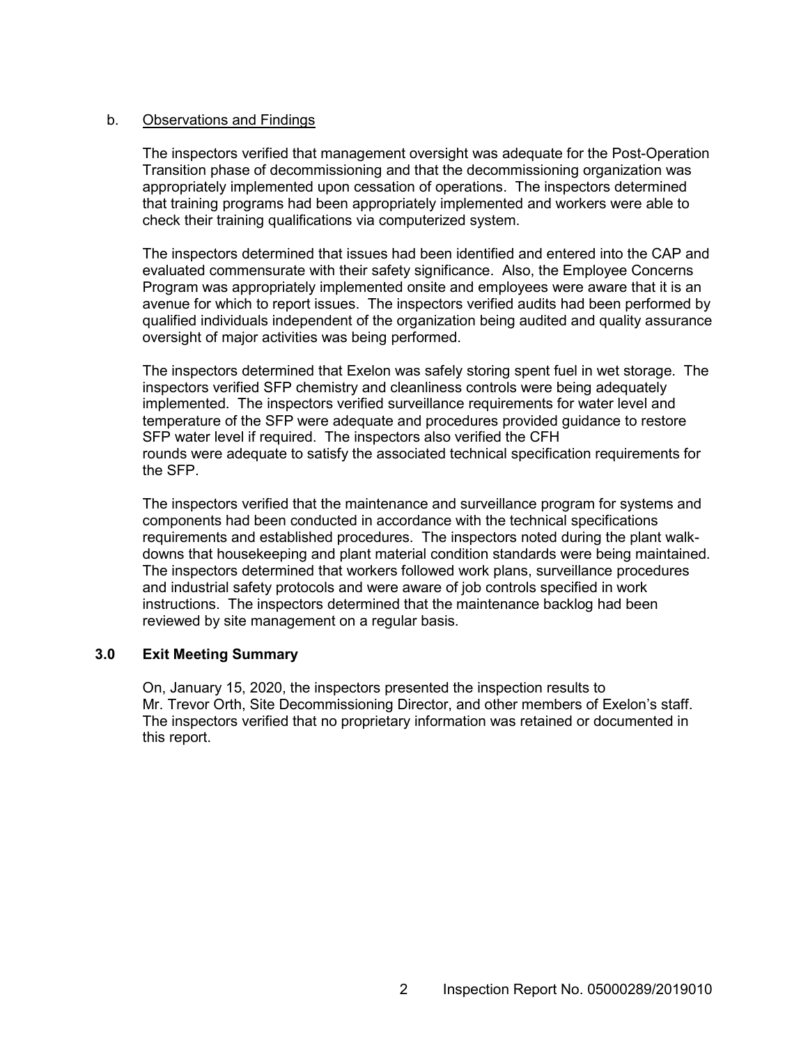b. Observations and Findings

The inspectors verified that management oversight was adequate for the Post-Operation Transition phase of decommissioning and that the decommissioning organization was appropriately implemented upon cessation of operations. The inspectors determined that training programs had been appropriately implemented and workers were able to check their training qualifications via computerized system.

The inspectors determined that issues had been identified and entered into the CAP and evaluated commensurate with their safety significance. Also, the Employee Concerns Program was appropriately implemented onsite and employees were aware that it is an avenue for which to report issues. The inspectors verified audits had been performed by qualified individuals independent of the organization being audited and quality assurance oversight of major activities was being performed.

The inspectors determined that Exelon was safely storing spent fuel in wet storage. The inspectors verified SFP chemistry and cleanliness controls were being adequately implemented. The inspectors verified surveillance requirements for water level and temperature of the SFP were adequate and procedures provided guidance to restore SFP water level if required. The inspectors also verified the CFH rounds were adequate to satisfy the associated technical specification requirements for the SFP.

The inspectors verified that the maintenance and surveillance program for systems and components had been conducted in accordance with the technical specifications requirements and established procedures. The inspectors noted during the plant walk-downs that housekeeping and plant material condition standards were being maintained. The inspectors determined that workers followed work plans, surveillance procedures and industrial safety protocols and were aware of job controls specified in work instructions. The inspectors determined that the maintenance backlog had been reviewed by site management on a regular basis.

## 3.0 Exit Meeting Summary

On, January 15, 2020, the inspectors presented the inspection results to Mr. Trevor Orth, Site Decommissioning Director, and other members of Exelon's staff. The inspectors verified that no proprietary information was retained or documented in this report.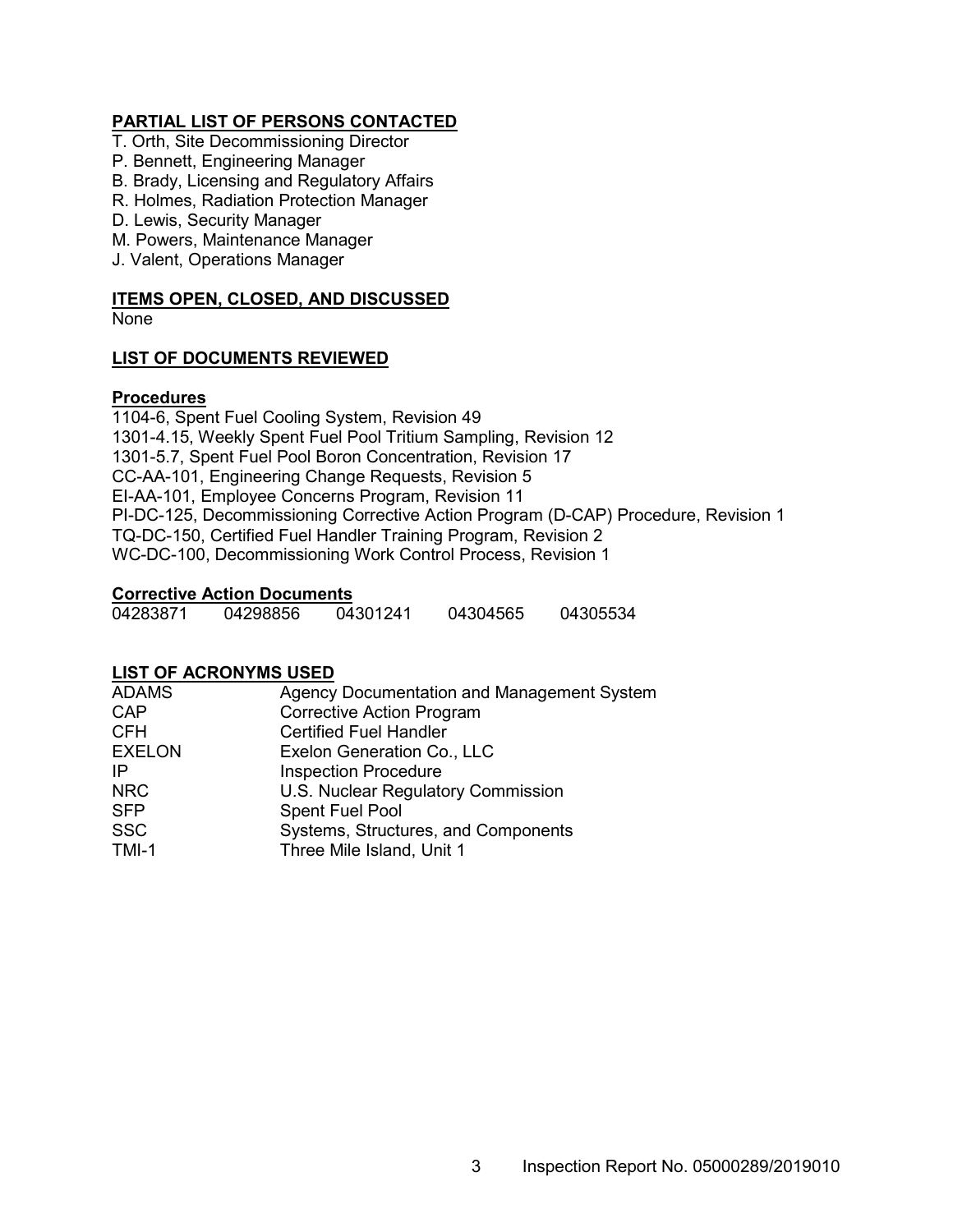## PARTIAL LIST OF PERSONS CONTACTED

T. Orth, Site Decommissioning Director
P. Bennett, Engineering Manager
B. Brady, Licensing and Regulatory Affairs
R. Holmes, Radiation Protection Manager
D. Lewis, Security Manager
M. Powers, Maintenance Manager
J. Valent, Operations Manager

## ITEMS OPEN, CLOSED, AND DISCUSSED

None

## LIST OF DOCUMENTS REVIEWED

### Procedures

1104-6, Spent Fuel Cooling System, Revision 49
1301-4.15, Weekly Spent Fuel Pool Tritium Sampling, Revision 12
1301-5.7, Spent Fuel Pool Boron Concentration, Revision 17
CC-AA-101, Engineering Change Requests, Revision 5
EI-AA-101, Employee Concerns Program, Revision 11
PI-DC-125, Decommissioning Corrective Action Program (D-CAP) Procedure, Revision 1
TQ-DC-150, Certified Fuel Handler Training Program, Revision 2
WC-DC-100, Decommissioning Work Control Process, Revision 1

### Corrective Action Documents

04283871 04298856 04301241 04304565 04305534

## LIST OF ACRONYMS USED

| | |
|---|---|
| ADAMS | Agency Documentation and Management System |
| CAP | Corrective Action Program |
| CFH | Certified Fuel Handler |
| EXELON | Exelon Generation Co., LLC |
| IP | Inspection Procedure |
| NRC | U.S. Nuclear Regulatory Commission |
| SFP | Spent Fuel Pool |
| SSC | Systems, Structures, and Components |
| TMI-1 | Three Mile Island, Unit 1 |